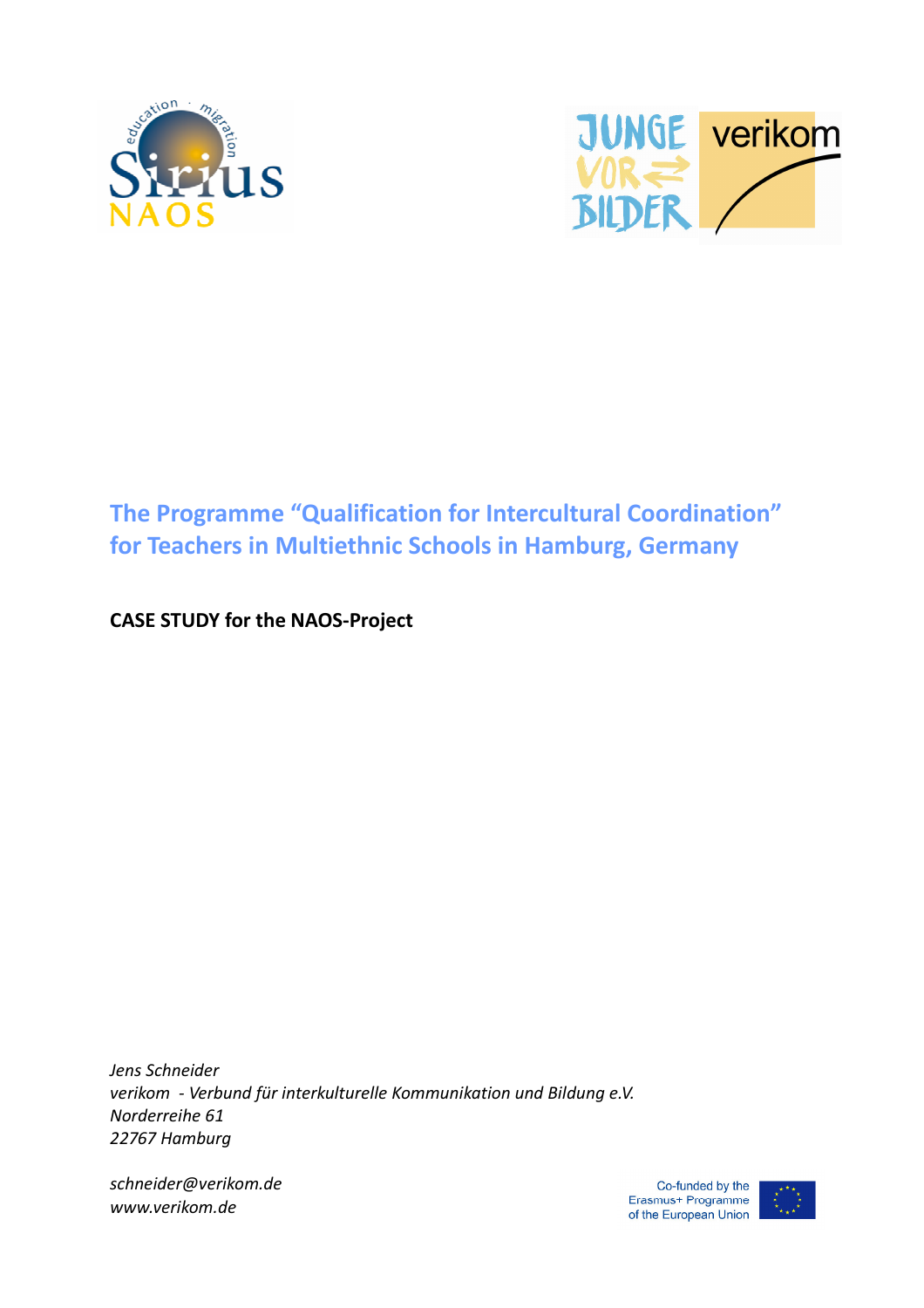# The Programme "Qualification for Intercultural Coordination" for Teachers in Multiethnic Schools in Hamburg, Germany

**CASE STUDY for the NAOS-Project**

*Jens Schneider*
*verikom - Verbund für interkulturelle Kommunikation und Bildung e.V.*
*Norderreihe 61*
*22767 Hamburg*

*schneider@verikom.de*
*www.verikom.de*

Co-funded by the Erasmus+ Programme of the European Union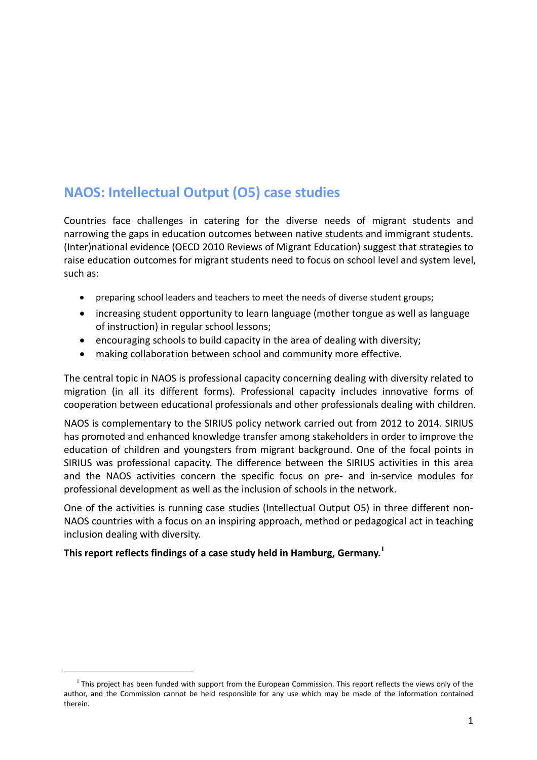## NAOS: Intellectual Output (O5) case studies

Countries face challenges in catering for the diverse needs of migrant students and narrowing the gaps in education outcomes between native students and immigrant students. (Inter)national evidence (OECD 2010 Reviews of Migrant Education) suggest that strategies to raise education outcomes for migrant students need to focus on school level and system level, such as:

- preparing school leaders and teachers to meet the needs of diverse student groups;
- increasing student opportunity to learn language (mother tongue as well as language of instruction) in regular school lessons;
- encouraging schools to build capacity in the area of dealing with diversity;
- making collaboration between school and community more effective.

The central topic in NAOS is professional capacity concerning dealing with diversity related to migration (in all its different forms). Professional capacity includes innovative forms of cooperation between educational professionals and other professionals dealing with children.

NAOS is complementary to the SIRIUS policy network carried out from 2012 to 2014. SIRIUS has promoted and enhanced knowledge transfer among stakeholders in order to improve the education of children and youngsters from migrant background. One of the focal points in SIRIUS was professional capacity. The difference between the SIRIUS activities in this area and the NAOS activities concern the specific focus on pre- and in-service modules for professional development as well as the inclusion of schools in the network.

One of the activities is running case studies (Intellectual Output O5) in three different non-NAOS countries with a focus on an inspiring approach, method or pedagogical act in teaching inclusion dealing with diversity.

**This report reflects findings of a case study held in Hamburg, Germany.**[1]

[1] This project has been funded with support from the European Commission. This report reflects the views only of the author, and the Commission cannot be held responsible for any use which may be made of the information contained therein.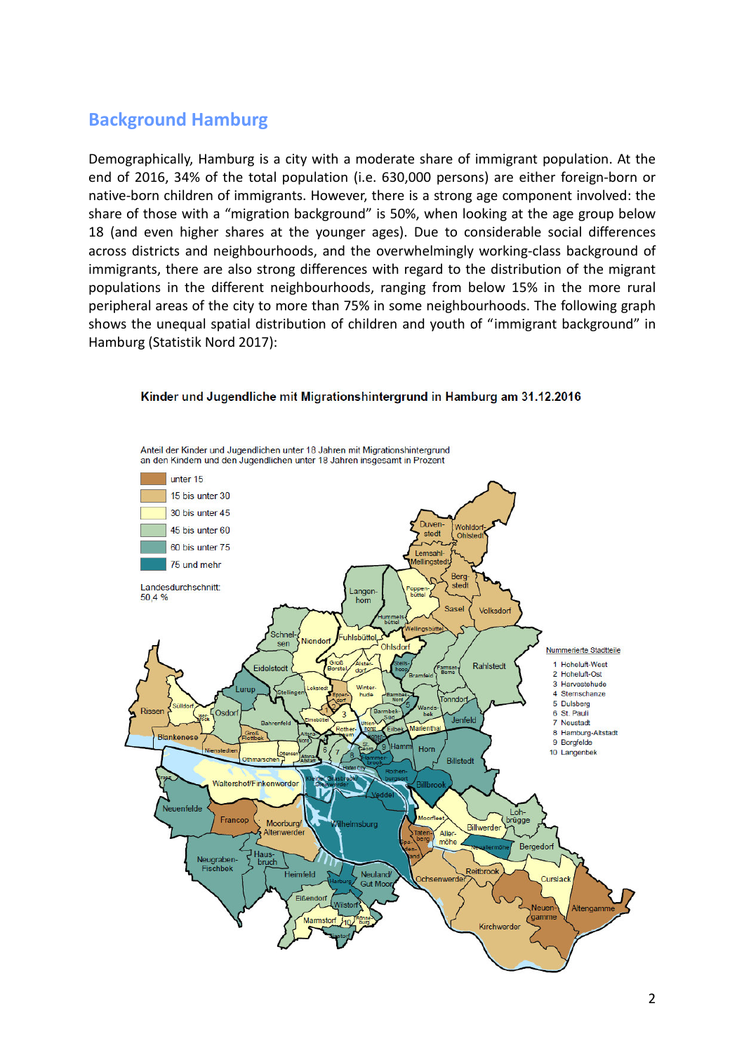## Background Hamburg

Demographically, Hamburg is a city with a moderate share of immigrant population. At the end of 2016, 34% of the total population (i.e. 630,000 persons) are either foreign-born or native-born children of immigrants. However, there is a strong age component involved: the share of those with a "migration background" is 50%, when looking at the age group below 18 (and even higher shares at the younger ages). Due to considerable social differences across districts and neighbourhoods, and the overwhelmingly working-class background of immigrants, there are also strong differences with regard to the distribution of the migrant populations in the different neighbourhoods, ranging from below 15% in the more rural peripheral areas of the city to more than 75% in some neighbourhoods. The following graph shows the unequal spatial distribution of children and youth of "immigrant background" in Hamburg (Statistik Nord 2017):

**Kinder und Jugendliche mit Migrationshintergrund in Hamburg am 31.12.2016**

Anteil der Kinder und Jugendlichen unter 18 Jahren mit Migrationshintergrund an den Kindern und den Jugendlichen unter 18 Jahren insgesamt in Prozent

- unter 15
- 15 bis unter 30
- 30 bis unter 45
- 45 bis unter 60
- 60 bis unter 75
- 75 und mehr

Landesdurchschnitt: 50,4 %

Nummerierte Stadtteile

1. Hoheluft-West
2. Hoheluft-Ost
3. Harvestehude
4. Sternschanze
5. Dulsberg
6. St. Pauli
7. Neustadt
8. Hamburg-Altstadt
9. Borgfelde
10. Langenbek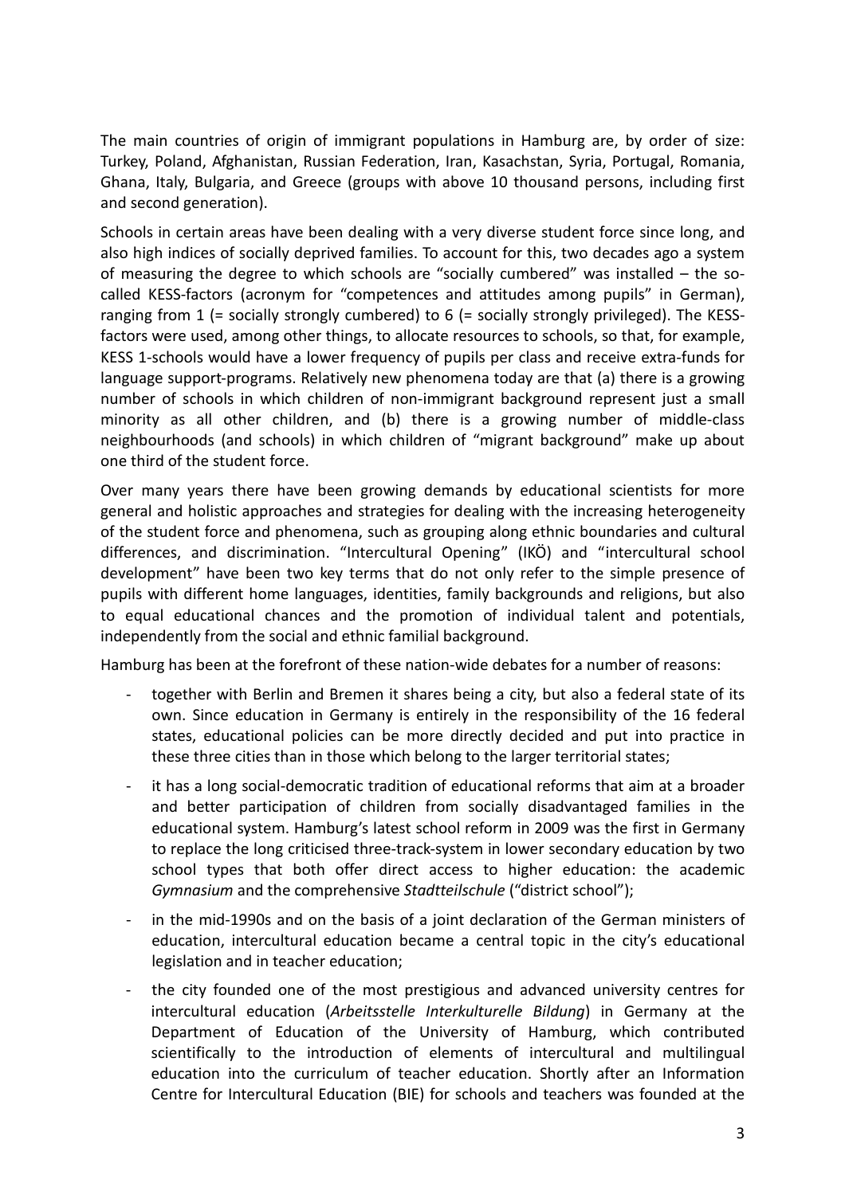The main countries of origin of immigrant populations in Hamburg are, by order of size: Turkey, Poland, Afghanistan, Russian Federation, Iran, Kasachstan, Syria, Portugal, Romania, Ghana, Italy, Bulgaria, and Greece (groups with above 10 thousand persons, including first and second generation).

Schools in certain areas have been dealing with a very diverse student force since long, and also high indices of socially deprived families. To account for this, two decades ago a system of measuring the degree to which schools are "socially cumbered" was installed – the so-called KESS-factors (acronym for "competences and attitudes among pupils" in German), ranging from 1 (= socially strongly cumbered) to 6 (= socially strongly privileged). The KESS-factors were used, among other things, to allocate resources to schools, so that, for example, KESS 1-schools would have a lower frequency of pupils per class and receive extra-funds for language support-programs. Relatively new phenomena today are that (a) there is a growing number of schools in which children of non-immigrant background represent just a small minority as all other children, and (b) there is a growing number of middle-class neighbourhoods (and schools) in which children of "migrant background" make up about one third of the student force.

Over many years there have been growing demands by educational scientists for more general and holistic approaches and strategies for dealing with the increasing heterogeneity of the student force and phenomena, such as grouping along ethnic boundaries and cultural differences, and discrimination. "Intercultural Opening" (IKÖ) and "intercultural school development" have been two key terms that do not only refer to the simple presence of pupils with different home languages, identities, family backgrounds and religions, but also to equal educational chances and the promotion of individual talent and potentials, independently from the social and ethnic familial background.

Hamburg has been at the forefront of these nation-wide debates for a number of reasons:

- together with Berlin and Bremen it shares being a city, but also a federal state of its own. Since education in Germany is entirely in the responsibility of the 16 federal states, educational policies can be more directly decided and put into practice in these three cities than in those which belong to the larger territorial states;
- it has a long social-democratic tradition of educational reforms that aim at a broader and better participation of children from socially disadvantaged families in the educational system. Hamburg's latest school reform in 2009 was the first in Germany to replace the long criticised three-track-system in lower secondary education by two school types that both offer direct access to higher education: the academic *Gymnasium* and the comprehensive *Stadtteilschule* ("district school");
- in the mid-1990s and on the basis of a joint declaration of the German ministers of education, intercultural education became a central topic in the city's educational legislation and in teacher education;
- the city founded one of the most prestigious and advanced university centres for intercultural education (*Arbeitsstelle Interkulturelle Bildung*) in Germany at the Department of Education of the University of Hamburg, which contributed scientifically to the introduction of elements of intercultural and multilingual education into the curriculum of teacher education. Shortly after an Information Centre for Intercultural Education (BIE) for schools and teachers was founded at the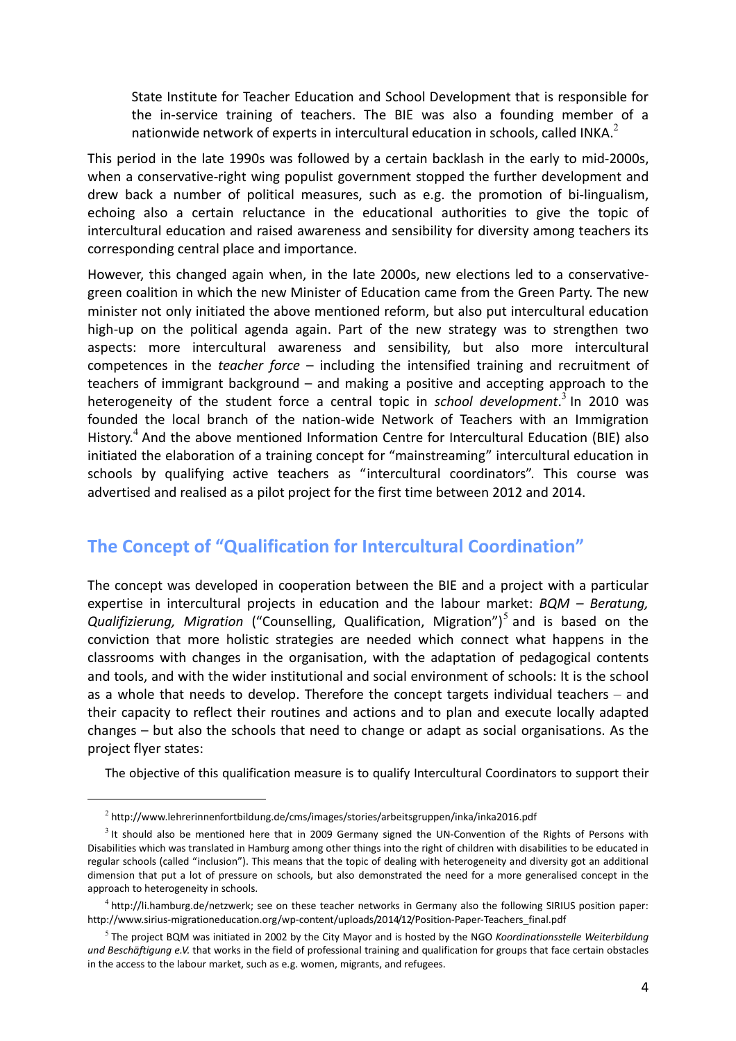State Institute for Teacher Education and School Development that is responsible for the in-service training of teachers. The BIE was also a founding member of a nationwide network of experts in intercultural education in schools, called INKA.[2]

This period in the late 1990s was followed by a certain backlash in the early to mid-2000s, when a conservative-right wing populist government stopped the further development and drew back a number of political measures, such as e.g. the promotion of bi-lingualism, echoing also a certain reluctance in the educational authorities to give the topic of intercultural education and raised awareness and sensibility for diversity among teachers its corresponding central place and importance.

However, this changed again when, in the late 2000s, new elections led to a conservative-green coalition in which the new Minister of Education came from the Green Party. The new minister not only initiated the above mentioned reform, but also put intercultural education high-up on the political agenda again. Part of the new strategy was to strengthen two aspects: more intercultural awareness and sensibility, but also more intercultural competences in the *teacher force* – including the intensified training and recruitment of teachers of immigrant background – and making a positive and accepting approach to the heterogeneity of the student force a central topic in *school development*.[3] In 2010 was founded the local branch of the nation-wide Network of Teachers with an Immigration History.[4] And the above mentioned Information Centre for Intercultural Education (BIE) also initiated the elaboration of a training concept for "mainstreaming" intercultural education in schools by qualifying active teachers as "intercultural coordinators". This course was advertised and realised as a pilot project for the first time between 2012 and 2014.

## The Concept of "Qualification for Intercultural Coordination"

The concept was developed in cooperation between the BIE and a project with a particular expertise in intercultural projects in education and the labour market: *BQM – Beratung, Qualifizierung, Migration* ("Counselling, Qualification, Migration")[5] and is based on the conviction that more holistic strategies are needed which connect what happens in the classrooms with changes in the organisation, with the adaptation of pedagogical contents and tools, and with the wider institutional and social environment of schools: It is the school as a whole that needs to develop. Therefore the concept targets individual teachers – and their capacity to reflect their routines and actions and to plan and execute locally adapted changes – but also the schools that need to change or adapt as social organisations. As the project flyer states:

The objective of this qualification measure is to qualify Intercultural Coordinators to support their

---

[2] http://www.lehrerinnenfortbildung.de/cms/images/stories/arbeitsgruppen/inka/inka2016.pdf

[3] It should also be mentioned here that in 2009 Germany signed the UN-Convention of the Rights of Persons with Disabilities which was translated in Hamburg among other things into the right of children with disabilities to be educated in regular schools (called "inclusion"). This means that the topic of dealing with heterogeneity and diversity got an additional dimension that put a lot of pressure on schools, but also demonstrated the need for a more generalised concept in the approach to heterogeneity in schools.

[4] http://li.hamburg.de/netzwerk; see on these teacher networks in Germany also the following SIRIUS position paper: http://www.sirius-migrationeducation.org/wp-content/uploads/2014/12/Position-Paper-Teachers_final.pdf

[5] The project BQM was initiated in 2002 by the City Mayor and is hosted by the NGO *Koordinationsstelle Weiterbildung und Beschäftigung e.V.* that works in the field of professional training and qualification for groups that face certain obstacles in the access to the labour market, such as e.g. women, migrants, and refugees.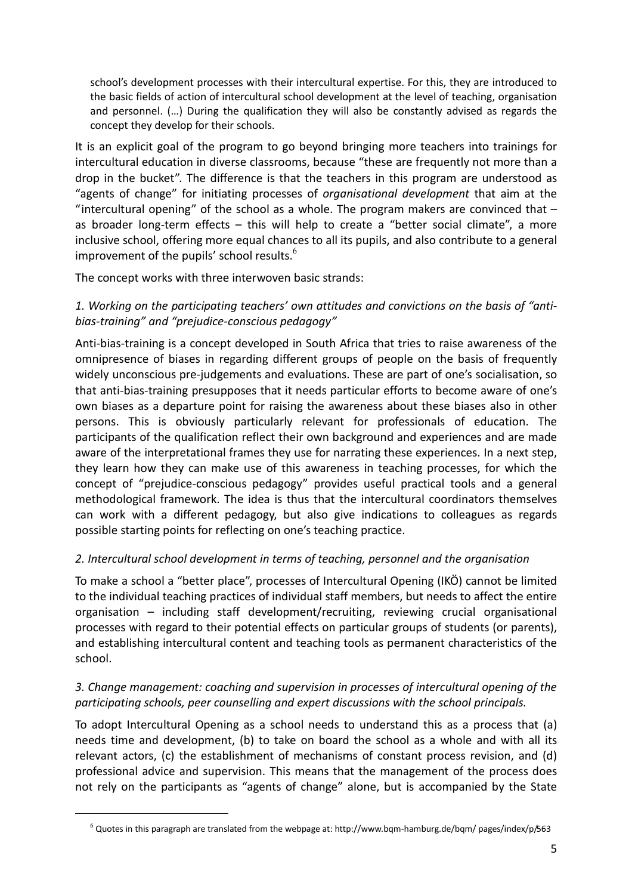> school's development processes with their intercultural expertise. For this, they are introduced to the basic fields of action of intercultural school development at the level of teaching, organisation and personnel. (…) During the qualification they will also be constantly advised as regards the concept they develop for their schools.

It is an explicit goal of the program to go beyond bringing more teachers into trainings for intercultural education in diverse classrooms, because "these are frequently not more than a drop in the bucket". The difference is that the teachers in this program are understood as "agents of change" for initiating processes of *organisational development* that aim at the "intercultural opening" of the school as a whole. The program makers are convinced that – as broader long-term effects – this will help to create a "better social climate", a more inclusive school, offering more equal chances to all its pupils, and also contribute to a general improvement of the pupils' school results.[6]

The concept works with three interwoven basic strands:

*1. Working on the participating teachers' own attitudes and convictions on the basis of "anti-bias-training" and "prejudice-conscious pedagogy"*

Anti-bias-training is a concept developed in South Africa that tries to raise awareness of the omnipresence of biases in regarding different groups of people on the basis of frequently widely unconscious pre-judgements and evaluations. These are part of one's socialisation, so that anti-bias-training presupposes that it needs particular efforts to become aware of one's own biases as a departure point for raising the awareness about these biases also in other persons. This is obviously particularly relevant for professionals of education. The participants of the qualification reflect their own background and experiences and are made aware of the interpretational frames they use for narrating these experiences. In a next step, they learn how they can make use of this awareness in teaching processes, for which the concept of "prejudice-conscious pedagogy" provides useful practical tools and a general methodological framework. The idea is thus that the intercultural coordinators themselves can work with a different pedagogy, but also give indications to colleagues as regards possible starting points for reflecting on one's teaching practice.

*2. Intercultural school development in terms of teaching, personnel and the organisation*

To make a school a "better place", processes of Intercultural Opening (IKÖ) cannot be limited to the individual teaching practices of individual staff members, but needs to affect the entire organisation – including staff development/recruiting, reviewing crucial organisational processes with regard to their potential effects on particular groups of students (or parents), and establishing intercultural content and teaching tools as permanent characteristics of the school.

*3. Change management: coaching and supervision in processes of intercultural opening of the participating schools, peer counselling and expert discussions with the school principals.*

To adopt Intercultural Opening as a school needs to understand this as a process that (a) needs time and development, (b) to take on board the school as a whole and with all its relevant actors, (c) the establishment of mechanisms of constant process revision, and (d) professional advice and supervision. This means that the management of the process does not rely on the participants as "agents of change" alone, but is accompanied by the State

---

[6] Quotes in this paragraph are translated from the webpage at: http://www.bqm-hamburg.de/bqm/ pages/index/p/563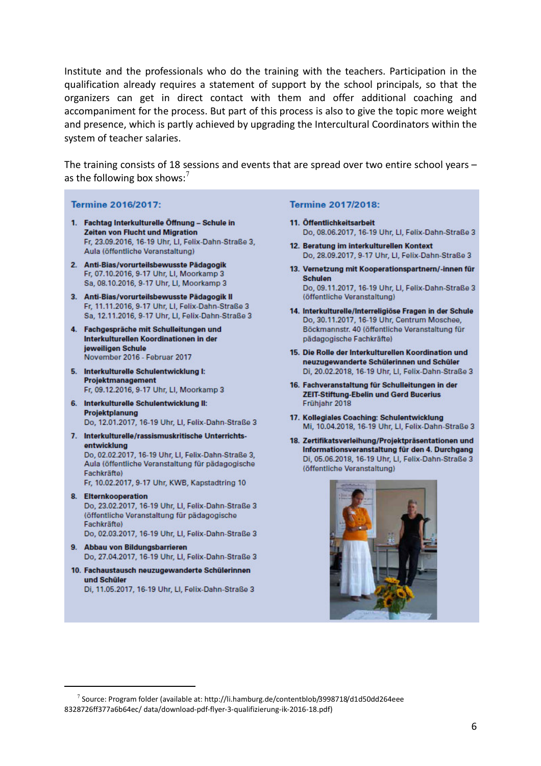Institute and the professionals who do the training with the teachers. Participation in the qualification already requires a statement of support by the school principals, so that the organizers can get in direct contact with them and offer additional coaching and accompaniment for the process. But part of this process is also to give the topic more weight and presence, which is partly achieved by upgrading the Intercultural Coordinators within the system of teacher salaries.

The training consists of 18 sessions and events that are spread over two entire school years – as the following box shows:[7]

**Termine 2016/2017:**

1. **Fachtag Interkulturelle Öffnung – Schule in Zeiten von Flucht und Migration**
   Fr, 23.09.2016, 16-19 Uhr, LI, Felix-Dahn-Straße 3, Aula (öffentliche Veranstaltung)
2. **Anti-Bias/vorurteilsbewusste Pädagogik**
   Fr, 07.10.2016, 9-17 Uhr, LI, Moorkamp 3
   Sa, 08.10.2016, 9-17 Uhr, LI, Moorkamp 3
3. **Anti-Bias/vorurteilsbewusste Pädagogik II**
   Fr, 11.11.2016, 9-17 Uhr, LI, Felix-Dahn-Straße 3
   Sa, 12.11.2016, 9-17 Uhr, LI, Felix-Dahn-Straße 3
4. **Fachgespräche mit Schulleitungen und Interkulturellen Koordinationen in der jeweiligen Schule**
   November 2016 - Februar 2017
5. **Interkulturelle Schulentwicklung I: Projektmanagement**
   Fr, 09.12.2016, 9-17 Uhr, LI, Moorkamp 3
6. **Interkulturelle Schulentwicklung II: Projektplanung**
   Do, 12.01.2017, 16-19 Uhr, LI, Felix-Dahn-Straße 3
7. **Interkulturelle/rassismuskritische Unterrichtsentwicklung**
   Do, 02.02.2017, 16-19 Uhr, LI, Felix-Dahn-Straße 3, Aula (öffentliche Veranstaltung für pädagogische Fachkräfte)
   Fr, 10.02.2017, 9-17 Uhr, KWB, Kapstadtring 10
8. **Elternkooperation**
   Do, 23.02.2017, 16-19 Uhr, LI, Felix-Dahn-Straße 3 (öffentliche Veranstaltung für pädagogische Fachkräfte)
   Do, 02.03.2017, 16-19 Uhr, LI, Felix-Dahn-Straße 3
9. **Abbau von Bildungsbarrieren**
   Do, 27.04.2017, 16-19 Uhr, LI, Felix-Dahn-Straße 3
10. **Fachaustausch neuzugewanderte Schülerinnen und Schüler**
    Di, 11.05.2017, 16-19 Uhr, LI, Felix-Dahn-Straße 3

**Termine 2017/2018:**

11. **Öffentlichkeitsarbeit**
    Do, 08.06.2017, 16-19 Uhr, LI, Felix-Dahn-Straße 3
12. **Beratung im interkulturellen Kontext**
    Do, 28.09.2017, 9-17 Uhr, LI, Felix-Dahn-Straße 3
13. **Vernetzung mit Kooperationspartnern/-innen für Schulen**
    Do, 09.11.2017, 16-19 Uhr, LI, Felix-Dahn-Straße 3 (öffentliche Veranstaltung)
14. **Interkulturelle/Interreligiöse Fragen in der Schule**
    Do, 30.11.2017, 16-19 Uhr, Centrum Moschee, Böckmannstr. 40 (öffentliche Veranstaltung für pädagogische Fachkräfte)
15. **Die Rolle der Interkulturellen Koordination und neuzugewanderte Schülerinnen und Schüler**
    Di, 20.02.2018, 16-19 Uhr, LI, Felix-Dahn-Straße 3
16. **Fachveranstaltung für Schulleitungen in der ZEIT-Stiftung-Ebelin und Gerd Bucerius**
    Frühjahr 2018
17. **Kollegiales Coaching: Schulentwicklung**
    Mi, 10.04.2018, 16-19 Uhr, LI, Felix-Dahn-Straße 3
18. **Zertifikatsverleihung/Projektpräsentationen und Informationsveranstaltung für den 4. Durchgang**
    Di, 05.06.2018, 16-19 Uhr, LI, Felix-Dahn-Straße 3 (öffentliche Veranstaltung)

[7] Source: Program folder (available at: http://li.hamburg.de/contentblob/3998718/d1d50dd264eee8328726ff377a6b64ec/ data/download-pdf-flyer-3-qualifizierung-ik-2016-18.pdf)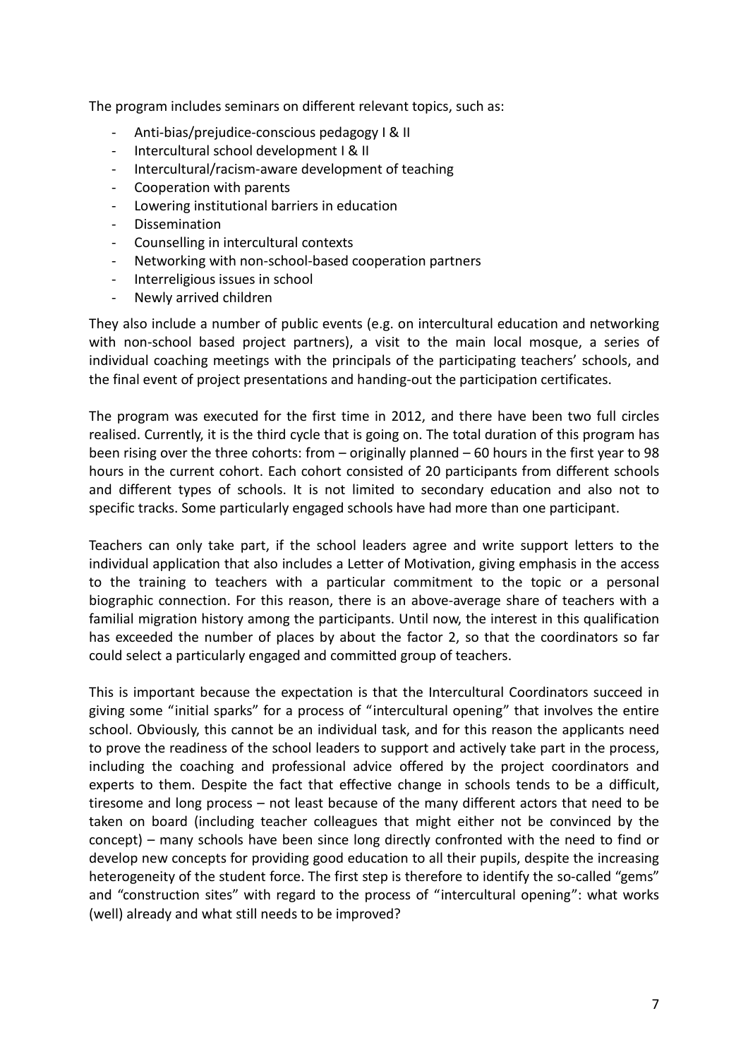The program includes seminars on different relevant topics, such as:

- Anti-bias/prejudice-conscious pedagogy I & II
- Intercultural school development I & II
- Intercultural/racism-aware development of teaching
- Cooperation with parents
- Lowering institutional barriers in education
- Dissemination
- Counselling in intercultural contexts
- Networking with non-school-based cooperation partners
- Interreligious issues in school
- Newly arrived children

They also include a number of public events (e.g. on intercultural education and networking with non-school based project partners), a visit to the main local mosque, a series of individual coaching meetings with the principals of the participating teachers' schools, and the final event of project presentations and handing-out the participation certificates.

The program was executed for the first time in 2012, and there have been two full circles realised. Currently, it is the third cycle that is going on. The total duration of this program has been rising over the three cohorts: from – originally planned – 60 hours in the first year to 98 hours in the current cohort. Each cohort consisted of 20 participants from different schools and different types of schools. It is not limited to secondary education and also not to specific tracks. Some particularly engaged schools have had more than one participant.

Teachers can only take part, if the school leaders agree and write support letters to the individual application that also includes a Letter of Motivation, giving emphasis in the access to the training to teachers with a particular commitment to the topic or a personal biographic connection. For this reason, there is an above-average share of teachers with a familial migration history among the participants. Until now, the interest in this qualification has exceeded the number of places by about the factor 2, so that the coordinators so far could select a particularly engaged and committed group of teachers.

This is important because the expectation is that the Intercultural Coordinators succeed in giving some "initial sparks" for a process of "intercultural opening" that involves the entire school. Obviously, this cannot be an individual task, and for this reason the applicants need to prove the readiness of the school leaders to support and actively take part in the process, including the coaching and professional advice offered by the project coordinators and experts to them. Despite the fact that effective change in schools tends to be a difficult, tiresome and long process – not least because of the many different actors that need to be taken on board (including teacher colleagues that might either not be convinced by the concept) – many schools have been since long directly confronted with the need to find or develop new concepts for providing good education to all their pupils, despite the increasing heterogeneity of the student force. The first step is therefore to identify the so-called "gems" and "construction sites" with regard to the process of "intercultural opening": what works (well) already and what still needs to be improved?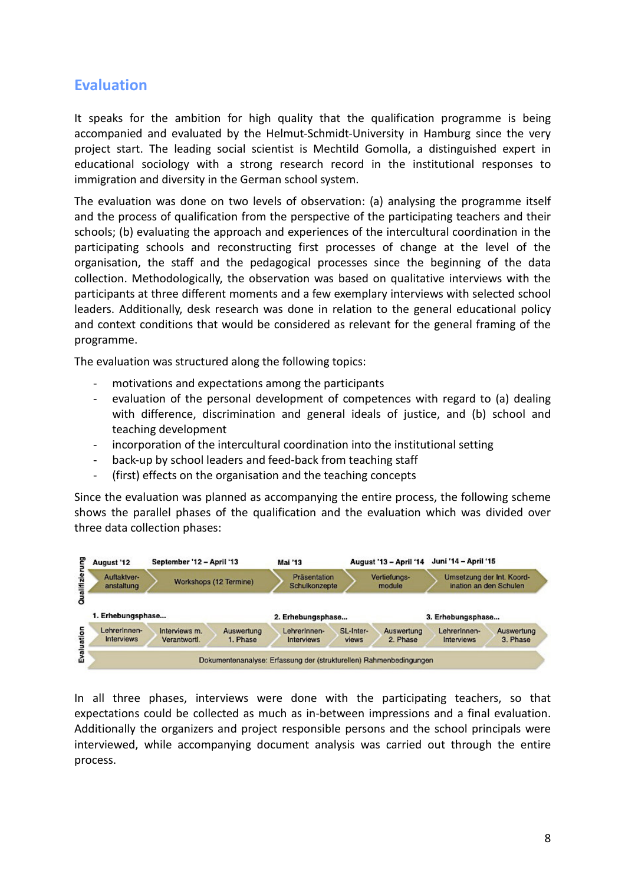## Evaluation

It speaks for the ambition for high quality that the qualification programme is being accompanied and evaluated by the Helmut-Schmidt-University in Hamburg since the very project start. The leading social scientist is Mechtild Gomolla, a distinguished expert in educational sociology with a strong research record in the institutional responses to immigration and diversity in the German school system.

The evaluation was done on two levels of observation: (a) analysing the programme itself and the process of qualification from the perspective of the participating teachers and their schools; (b) evaluating the approach and experiences of the intercultural coordination in the participating schools and reconstructing first processes of change at the level of the organisation, the staff and the pedagogical processes since the beginning of the data collection. Methodologically, the observation was based on qualitative interviews with the participants at three different moments and a few exemplary interviews with selected school leaders. Additionally, desk research was done in relation to the general educational policy and context conditions that would be considered as relevant for the general framing of the programme.

The evaluation was structured along the following topics:

- motivations and expectations among the participants
- evaluation of the personal development of competences with regard to (a) dealing with difference, discrimination and general ideals of justice, and (b) school and teaching development
- incorporation of the intercultural coordination into the institutional setting
- back-up by school leaders and feed-back from teaching staff
- (first) effects on the organisation and the teaching concepts

Since the evaluation was planned as accompanying the entire process, the following scheme shows the parallel phases of the qualification and the evaluation which was divided over three data collection phases:

| | August '12 | September '12 – April '13 | Mai '13 | August '13 – April '14 | Juni '14 – April '15 |
|---|---|---|---|---|---|
| Qualifizierung | Auftaktveranstaltung | Workshops (12 Termine) | Präsentation Schulkonzepte | Vertiefungsmodule | Umsetzung der Int. Koordination an den Schulen |

| | 1. Erhebungsphase... | | | 2. Erhebungsphase... | | | 3. Erhebungsphase... | |
|---|---|---|---|---|---|---|---|---|
| Evaluation | LehrerInnen-Interviews | Interviews m. Verantwortl. | Auswertung 1. Phase | LehrerInnen-Interviews | SL-Interviews | Auswertung 2. Phase | LehrerInnen-Interviews | Auswertung 3. Phase |
| | Dokumentenanalyse: Erfassung der (strukturellen) Rahmenbedingungen | | | | | | | |

In all three phases, interviews were done with the participating teachers, so that expectations could be collected as much as in-between impressions and a final evaluation. Additionally the organizers and project responsible persons and the school principals were interviewed, while accompanying document analysis was carried out through the entire process.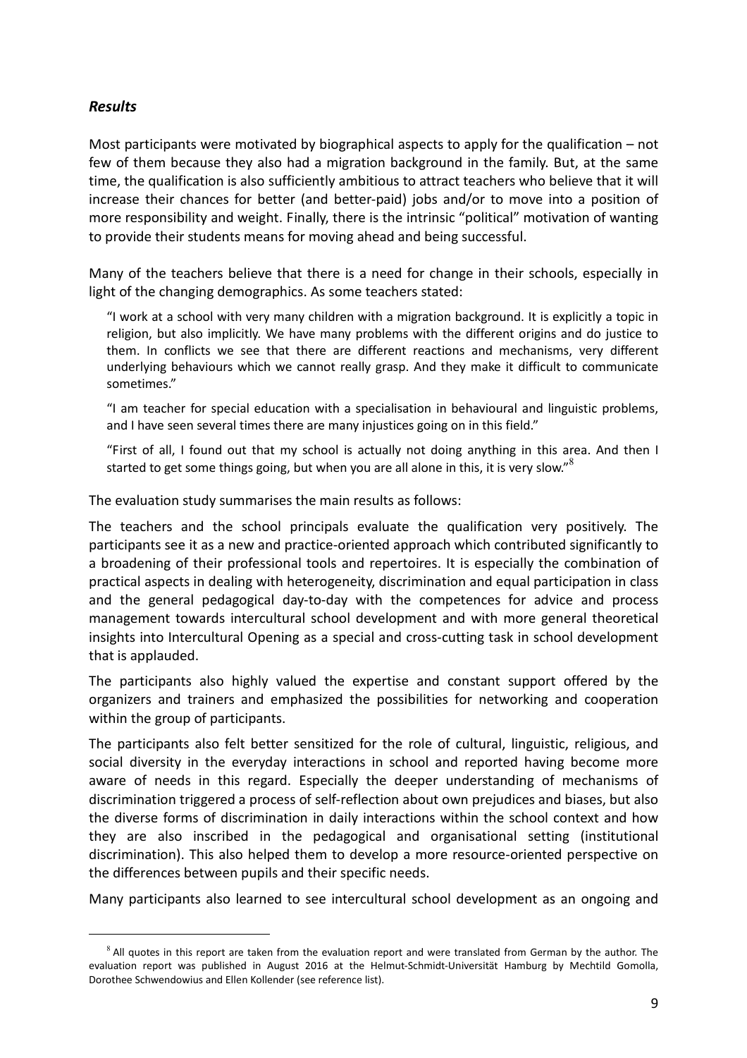### *Results*

Most participants were motivated by biographical aspects to apply for the qualification – not few of them because they also had a migration background in the family. But, at the same time, the qualification is also sufficiently ambitious to attract teachers who believe that it will increase their chances for better (and better-paid) jobs and/or to move into a position of more responsibility and weight. Finally, there is the intrinsic "political" motivation of wanting to provide their students means for moving ahead and being successful.

Many of the teachers believe that there is a need for change in their schools, especially in light of the changing demographics. As some teachers stated:

> "I work at a school with very many children with a migration background. It is explicitly a topic in religion, but also implicitly. We have many problems with the different origins and do justice to them. In conflicts we see that there are different reactions and mechanisms, very different underlying behaviours which we cannot really grasp. And they make it difficult to communicate sometimes."

> "I am teacher for special education with a specialisation in behavioural and linguistic problems, and I have seen several times there are many injustices going on in this field."

> "First of all, I found out that my school is actually not doing anything in this area. And then I started to get some things going, but when you are all alone in this, it is very slow."[8]

The evaluation study summarises the main results as follows:

The teachers and the school principals evaluate the qualification very positively. The participants see it as a new and practice-oriented approach which contributed significantly to a broadening of their professional tools and repertoires. It is especially the combination of practical aspects in dealing with heterogeneity, discrimination and equal participation in class and the general pedagogical day-to-day with the competences for advice and process management towards intercultural school development and with more general theoretical insights into Intercultural Opening as a special and cross-cutting task in school development that is applauded.

The participants also highly valued the expertise and constant support offered by the organizers and trainers and emphasized the possibilities for networking and cooperation within the group of participants.

The participants also felt better sensitized for the role of cultural, linguistic, religious, and social diversity in the everyday interactions in school and reported having become more aware of needs in this regard. Especially the deeper understanding of mechanisms of discrimination triggered a process of self-reflection about own prejudices and biases, but also the diverse forms of discrimination in daily interactions within the school context and how they are also inscribed in the pedagogical and organisational setting (institutional discrimination). This also helped them to develop a more resource-oriented perspective on the differences between pupils and their specific needs.

Many participants also learned to see intercultural school development as an ongoing and

---

[8] All quotes in this report are taken from the evaluation report and were translated from German by the author. The evaluation report was published in August 2016 at the Helmut-Schmidt-Universität Hamburg by Mechtild Gomolla, Dorothee Schwendowius and Ellen Kollender (see reference list).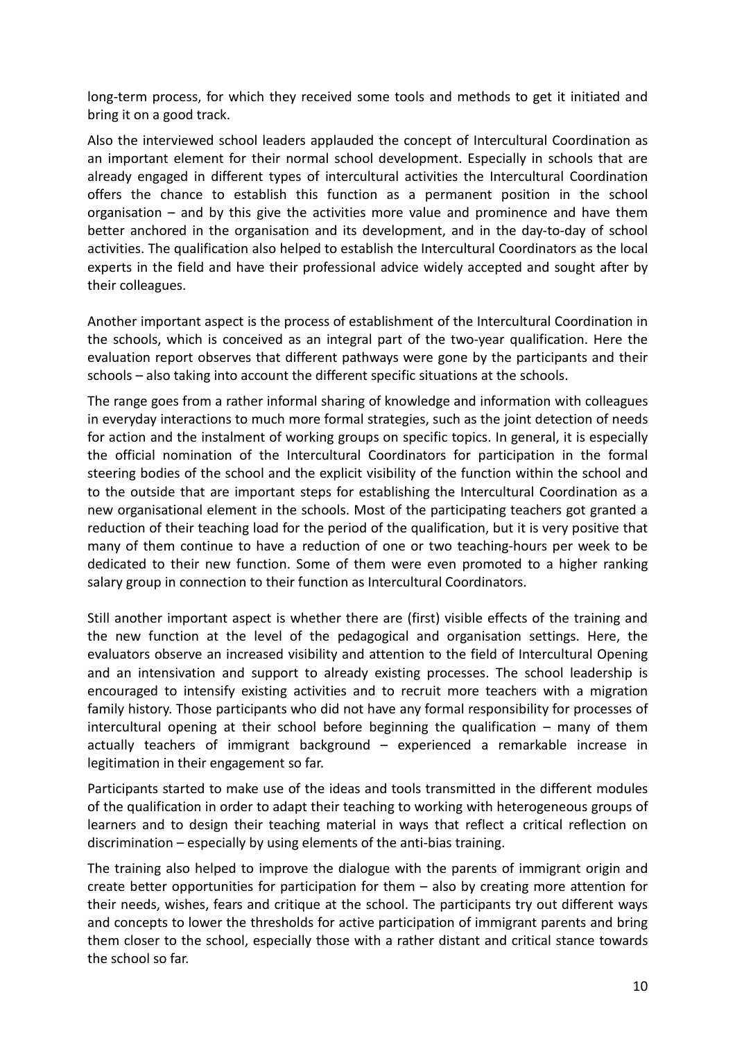long-term process, for which they received some tools and methods to get it initiated and bring it on a good track.

Also the interviewed school leaders applauded the concept of Intercultural Coordination as an important element for their normal school development. Especially in schools that are already engaged in different types of intercultural activities the Intercultural Coordination offers the chance to establish this function as a permanent position in the school organisation – and by this give the activities more value and prominence and have them better anchored in the organisation and its development, and in the day-to-day of school activities. The qualification also helped to establish the Intercultural Coordinators as the local experts in the field and have their professional advice widely accepted and sought after by their colleagues.

Another important aspect is the process of establishment of the Intercultural Coordination in the schools, which is conceived as an integral part of the two-year qualification. Here the evaluation report observes that different pathways were gone by the participants and their schools – also taking into account the different specific situations at the schools.

The range goes from a rather informal sharing of knowledge and information with colleagues in everyday interactions to much more formal strategies, such as the joint detection of needs for action and the instalment of working groups on specific topics. In general, it is especially the official nomination of the Intercultural Coordinators for participation in the formal steering bodies of the school and the explicit visibility of the function within the school and to the outside that are important steps for establishing the Intercultural Coordination as a new organisational element in the schools. Most of the participating teachers got granted a reduction of their teaching load for the period of the qualification, but it is very positive that many of them continue to have a reduction of one or two teaching-hours per week to be dedicated to their new function. Some of them were even promoted to a higher ranking salary group in connection to their function as Intercultural Coordinators.

Still another important aspect is whether there are (first) visible effects of the training and the new function at the level of the pedagogical and organisation settings. Here, the evaluators observe an increased visibility and attention to the field of Intercultural Opening and an intensivation and support to already existing processes. The school leadership is encouraged to intensify existing activities and to recruit more teachers with a migration family history. Those participants who did not have any formal responsibility for processes of intercultural opening at their school before beginning the qualification – many of them actually teachers of immigrant background – experienced a remarkable increase in legitimation in their engagement so far.

Participants started to make use of the ideas and tools transmitted in the different modules of the qualification in order to adapt their teaching to working with heterogeneous groups of learners and to design their teaching material in ways that reflect a critical reflection on discrimination – especially by using elements of the anti-bias training.

The training also helped to improve the dialogue with the parents of immigrant origin and create better opportunities for participation for them – also by creating more attention for their needs, wishes, fears and critique at the school. The participants try out different ways and concepts to lower the thresholds for active participation of immigrant parents and bring them closer to the school, especially those with a rather distant and critical stance towards the school so far.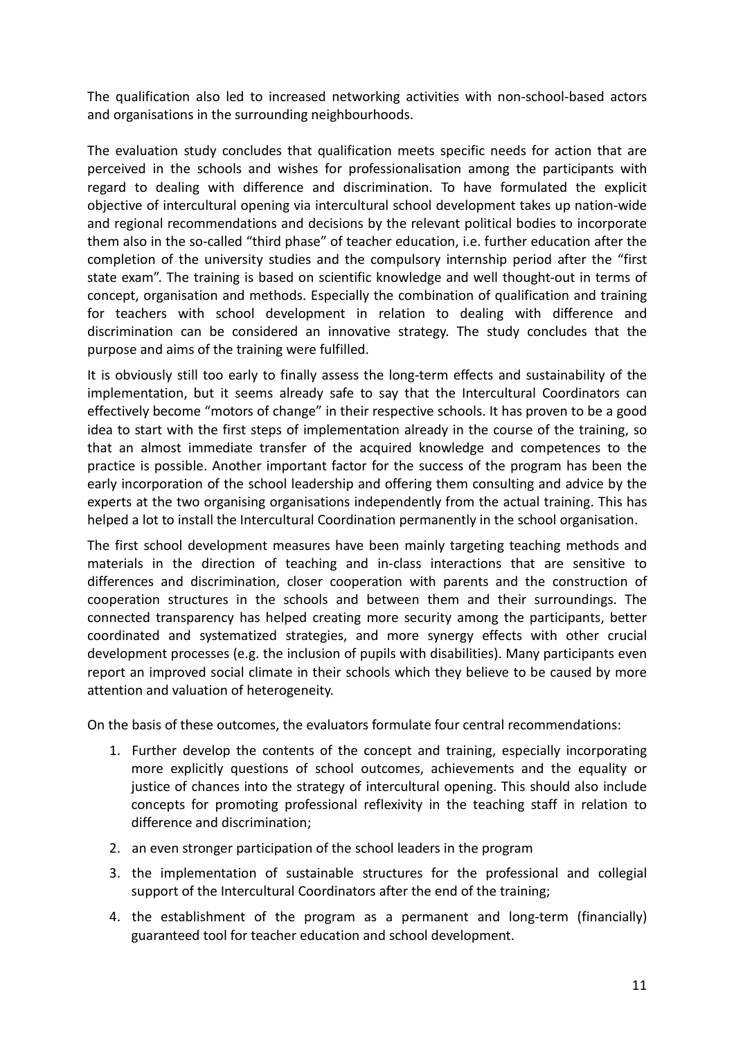The qualification also led to increased networking activities with non-school-based actors and organisations in the surrounding neighbourhoods.

The evaluation study concludes that qualification meets specific needs for action that are perceived in the schools and wishes for professionalisation among the participants with regard to dealing with difference and discrimination. To have formulated the explicit objective of intercultural opening via intercultural school development takes up nation-wide and regional recommendations and decisions by the relevant political bodies to incorporate them also in the so-called "third phase" of teacher education, i.e. further education after the completion of the university studies and the compulsory internship period after the "first state exam". The training is based on scientific knowledge and well thought-out in terms of concept, organisation and methods. Especially the combination of qualification and training for teachers with school development in relation to dealing with difference and discrimination can be considered an innovative strategy. The study concludes that the purpose and aims of the training were fulfilled.

It is obviously still too early to finally assess the long-term effects and sustainability of the implementation, but it seems already safe to say that the Intercultural Coordinators can effectively become "motors of change" in their respective schools. It has proven to be a good idea to start with the first steps of implementation already in the course of the training, so that an almost immediate transfer of the acquired knowledge and competences to the practice is possible. Another important factor for the success of the program has been the early incorporation of the school leadership and offering them consulting and advice by the experts at the two organising organisations independently from the actual training. This has helped a lot to install the Intercultural Coordination permanently in the school organisation.

The first school development measures have been mainly targeting teaching methods and materials in the direction of teaching and in-class interactions that are sensitive to differences and discrimination, closer cooperation with parents and the construction of cooperation structures in the schools and between them and their surroundings. The connected transparency has helped creating more security among the participants, better coordinated and systematized strategies, and more synergy effects with other crucial development processes (e.g. the inclusion of pupils with disabilities). Many participants even report an improved social climate in their schools which they believe to be caused by more attention and valuation of heterogeneity.

On the basis of these outcomes, the evaluators formulate four central recommendations:

1. Further develop the contents of the concept and training, especially incorporating more explicitly questions of school outcomes, achievements and the equality or justice of chances into the strategy of intercultural opening. This should also include concepts for promoting professional reflexivity in the teaching staff in relation to difference and discrimination;
2. an even stronger participation of the school leaders in the program
3. the implementation of sustainable structures for the professional and collegial support of the Intercultural Coordinators after the end of the training;
4. the establishment of the program as a permanent and long-term (financially) guaranteed tool for teacher education and school development.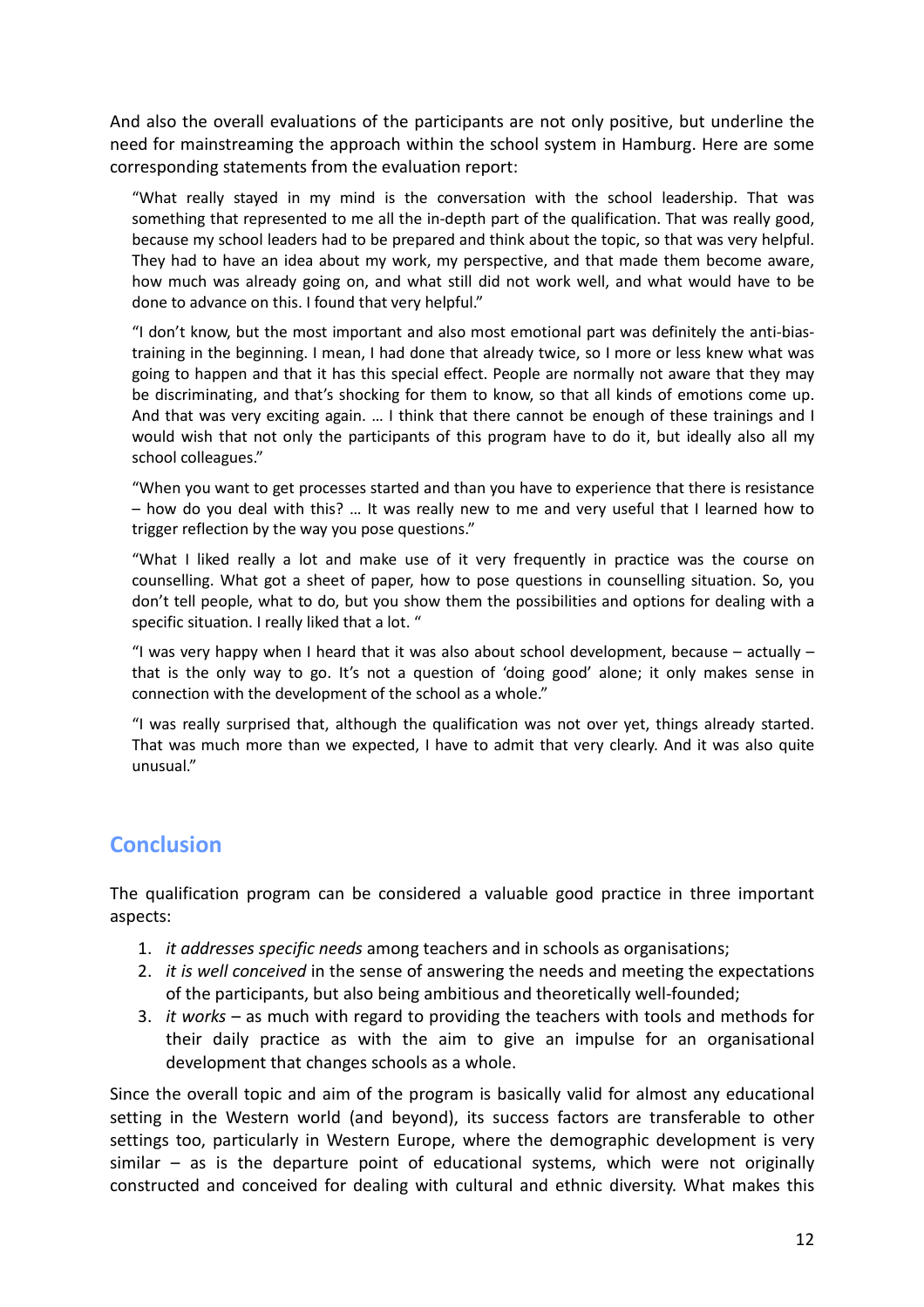And also the overall evaluations of the participants are not only positive, but underline the need for mainstreaming the approach within the school system in Hamburg. Here are some corresponding statements from the evaluation report:

> "What really stayed in my mind is the conversation with the school leadership. That was something that represented to me all the in-depth part of the qualification. That was really good, because my school leaders had to be prepared and think about the topic, so that was very helpful. They had to have an idea about my work, my perspective, and that made them become aware, how much was already going on, and what still did not work well, and what would have to be done to advance on this. I found that very helpful."

> "I don't know, but the most important and also most emotional part was definitely the anti-bias-training in the beginning. I mean, I had done that already twice, so I more or less knew what was going to happen and that it has this special effect. People are normally not aware that they may be discriminating, and that's shocking for them to know, so that all kinds of emotions come up. And that was very exciting again. … I think that there cannot be enough of these trainings and I would wish that not only the participants of this program have to do it, but ideally also all my school colleagues."

> "When you want to get processes started and than you have to experience that there is resistance – how do you deal with this? … It was really new to me and very useful that I learned how to trigger reflection by the way you pose questions."

> "What I liked really a lot and make use of it very frequently in practice was the course on counselling. What got a sheet of paper, how to pose questions in counselling situation. So, you don't tell people, what to do, but you show them the possibilities and options for dealing with a specific situation. I really liked that a lot. "

> "I was very happy when I heard that it was also about school development, because – actually – that is the only way to go. It's not a question of 'doing good' alone; it only makes sense in connection with the development of the school as a whole."

> "I was really surprised that, although the qualification was not over yet, things already started. That was much more than we expected, I have to admit that very clearly. And it was also quite unusual."

## Conclusion

The qualification program can be considered a valuable good practice in three important aspects:

1. *it addresses specific needs* among teachers and in schools as organisations;
2. *it is well conceived* in the sense of answering the needs and meeting the expectations of the participants, but also being ambitious and theoretically well-founded;
3. *it works* – as much with regard to providing the teachers with tools and methods for their daily practice as with the aim to give an impulse for an organisational development that changes schools as a whole.

Since the overall topic and aim of the program is basically valid for almost any educational setting in the Western world (and beyond), its success factors are transferable to other settings too, particularly in Western Europe, where the demographic development is very similar – as is the departure point of educational systems, which were not originally constructed and conceived for dealing with cultural and ethnic diversity. What makes this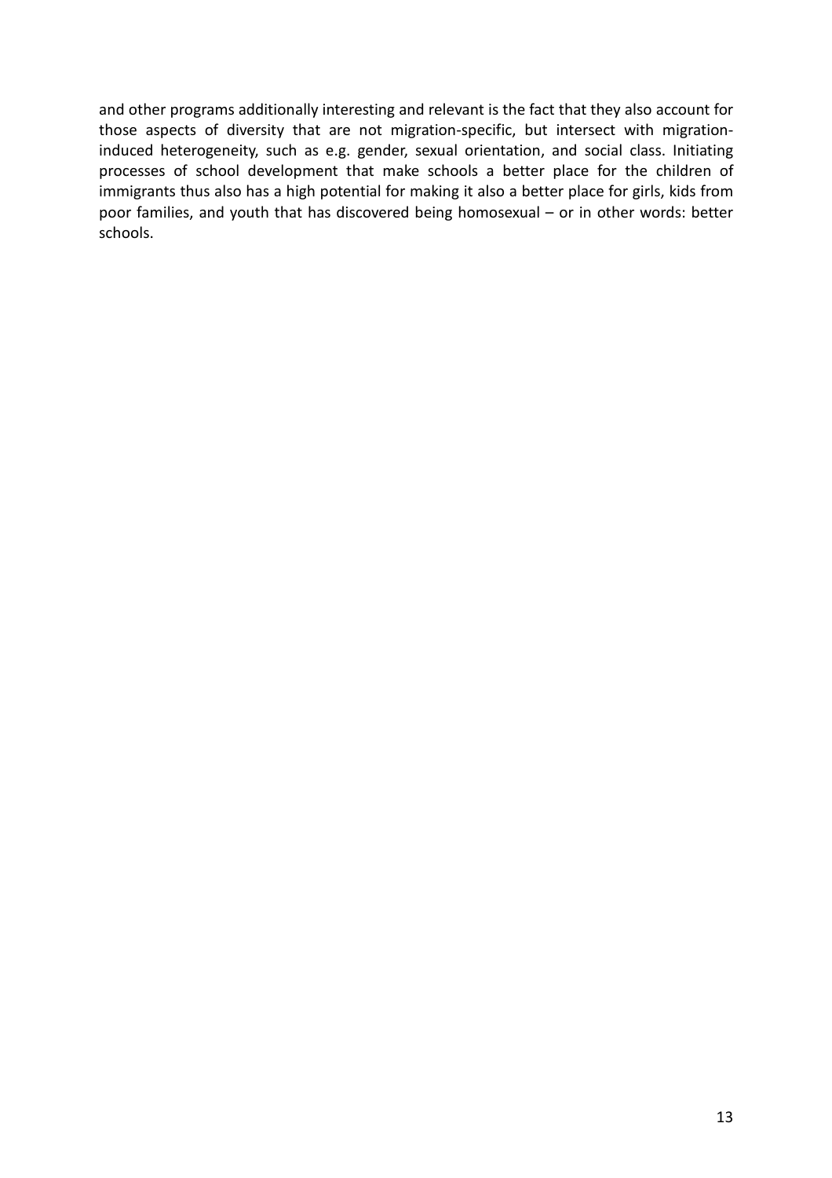and other programs additionally interesting and relevant is the fact that they also account for those aspects of diversity that are not migration-specific, but intersect with migration-induced heterogeneity, such as e.g. gender, sexual orientation, and social class. Initiating processes of school development that make schools a better place for the children of immigrants thus also has a high potential for making it also a better place for girls, kids from poor families, and youth that has discovered being homosexual – or in other words: better schools.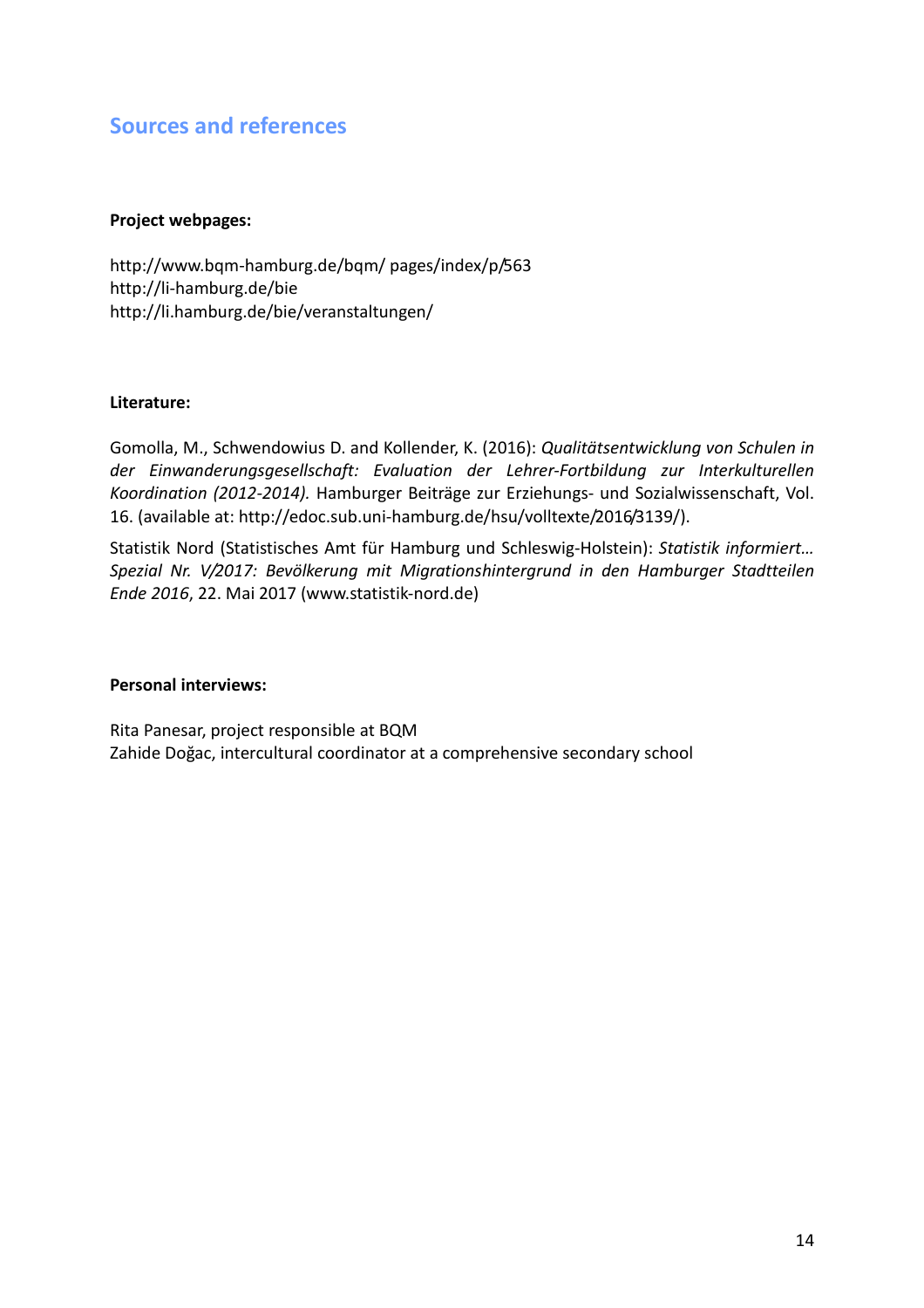## Sources and references

**Project webpages:**

http://www.bqm-hamburg.de/bqm/ pages/index/p/563
http://li-hamburg.de/bie
http://li.hamburg.de/bie/veranstaltungen/

**Literature:**

Gomolla, M., Schwendowius D. and Kollender, K. (2016): *Qualitätsentwicklung von Schulen in der Einwanderungsgesellschaft: Evaluation der Lehrer-Fortbildung zur Interkulturellen Koordination (2012-2014).* Hamburger Beiträge zur Erziehungs- und Sozialwissenschaft, Vol. 16. (available at: http://edoc.sub.uni-hamburg.de/hsu/volltexte/2016/3139/).

Statistik Nord (Statistisches Amt für Hamburg und Schleswig-Holstein): *Statistik informiert… Spezial Nr. V/2017: Bevölkerung mit Migrationshintergrund in den Hamburger Stadtteilen Ende 2016*, 22. Mai 2017 (www.statistik-nord.de)

**Personal interviews:**

Rita Panesar, project responsible at BQM
Zahide Doğac, intercultural coordinator at a comprehensive secondary school